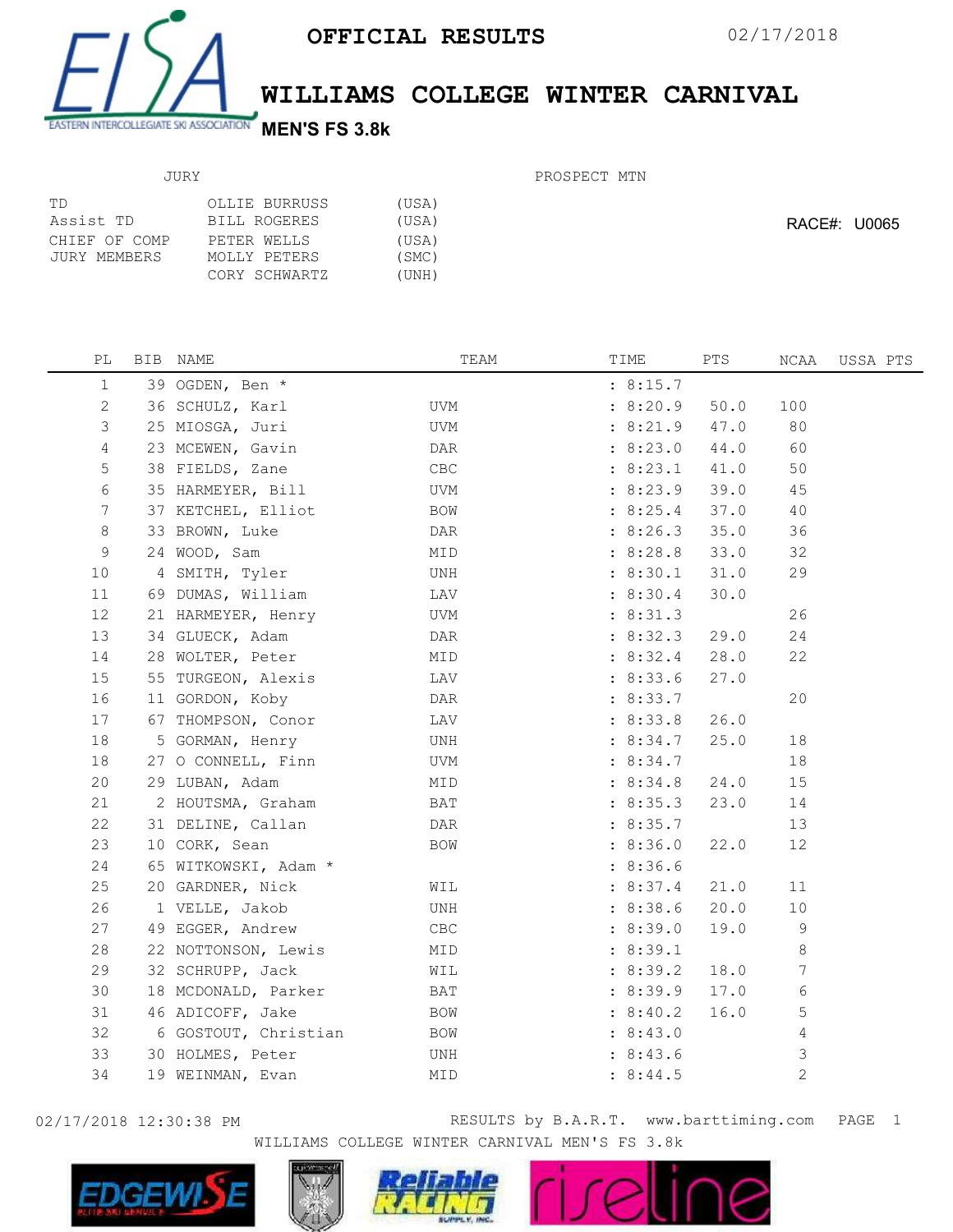EISA
EASTERN INTERCOLLEGIATE SKI ASSOCIATION

**OFFICIAL RESULTS** 02/17/2018

# WILLIAMS COLLEGE WINTER CARNIVAL

## MEN'S FS 3.8k

JURY

| | | |
|---|---|---|
| TD | OLLIE BURRUSS | (USA) |
| Assist TD | BILL ROGERES | (USA) |
| CHIEF OF COMP | PETER WELLS | (USA) |
| JURY MEMBERS | MOLLY PETERS | (SMC) |
| | CORY SCHWARTZ | (UNH) |

PROSPECT MTN

RACE#: U0065

| PL | BIB | NAME | TEAM | TIME | PTS | NCAA | USSA PTS |
|---|---|---|---|---|---|---|---|
| 1 | 39 | OGDEN, Ben * | | : 8:15.7 | | | |
| 2 | 36 | SCHULZ, Karl | UVM | : 8:20.9 | 50.0 | 100 | |
| 3 | 25 | MIOSGA, Juri | UVM | : 8:21.9 | 47.0 | 80 | |
| 4 | 23 | MCEWEN, Gavin | DAR | : 8:23.0 | 44.0 | 60 | |
| 5 | 38 | FIELDS, Zane | CBC | : 8:23.1 | 41.0 | 50 | |
| 6 | 35 | HARMEYER, Bill | UVM | : 8:23.9 | 39.0 | 45 | |
| 7 | 37 | KETCHEL, Elliot | BOW | : 8:25.4 | 37.0 | 40 | |
| 8 | 33 | BROWN, Luke | DAR | : 8:26.3 | 35.0 | 36 | |
| 9 | 24 | WOOD, Sam | MID | : 8:28.8 | 33.0 | 32 | |
| 10 | 4 | SMITH, Tyler | UNH | : 8:30.1 | 31.0 | 29 | |
| 11 | 69 | DUMAS, William | LAV | : 8:30.4 | 30.0 | | |
| 12 | 21 | HARMEYER, Henry | UVM | : 8:31.3 | | 26 | |
| 13 | 34 | GLUECK, Adam | DAR | : 8:32.3 | 29.0 | 24 | |
| 14 | 28 | WOLTER, Peter | MID | : 8:32.4 | 28.0 | 22 | |
| 15 | 55 | TURGEON, Alexis | LAV | : 8:33.6 | 27.0 | | |
| 16 | 11 | GORDON, Koby | DAR | : 8:33.7 | | 20 | |
| 17 | 67 | THOMPSON, Conor | LAV | : 8:33.8 | 26.0 | | |
| 18 | 5 | GORMAN, Henry | UNH | : 8:34.7 | 25.0 | 18 | |
| 18 | 27 | O CONNELL, Finn | UVM | : 8:34.7 | | 18 | |
| 20 | 29 | LUBAN, Adam | MID | : 8:34.8 | 24.0 | 15 | |
| 21 | 2 | HOUTSMA, Graham | BAT | : 8:35.3 | 23.0 | 14 | |
| 22 | 31 | DELINE, Callan | DAR | : 8:35.7 | | 13 | |
| 23 | 10 | CORK, Sean | BOW | : 8:36.0 | 22.0 | 12 | |
| 24 | 65 | WITKOWSKI, Adam * | | : 8:36.6 | | | |
| 25 | 20 | GARDNER, Nick | WIL | : 8:37.4 | 21.0 | 11 | |
| 26 | 1 | VELLE, Jakob | UNH | : 8:38.6 | 20.0 | 10 | |
| 27 | 49 | EGGER, Andrew | CBC | : 8:39.0 | 19.0 | 9 | |
| 28 | 22 | NOTTONSON, Lewis | MID | : 8:39.1 | | 8 | |
| 29 | 32 | SCHRUPP, Jack | WIL | : 8:39.2 | 18.0 | 7 | |
| 30 | 18 | MCDONALD, Parker | BAT | : 8:39.9 | 17.0 | 6 | |
| 31 | 46 | ADICOFF, Jake | BOW | : 8:40.2 | 16.0 | 5 | |
| 32 | 6 | GOSTOUT, Christian | BOW | : 8:43.0 | | 4 | |
| 33 | 30 | HOLMES, Peter | UNH | : 8:43.6 | | 3 | |
| 34 | 19 | WEINMAN, Evan | MID | : 8:44.5 | | 2 | |

02/17/2018 12:30:38 PM RESULTS by B.A.R.T. www.barttiming.com

WILLIAMS COLLEGE WINTER CARNIVAL MEN'S FS 3.8k

EDGEWISE Reliable RACING riseline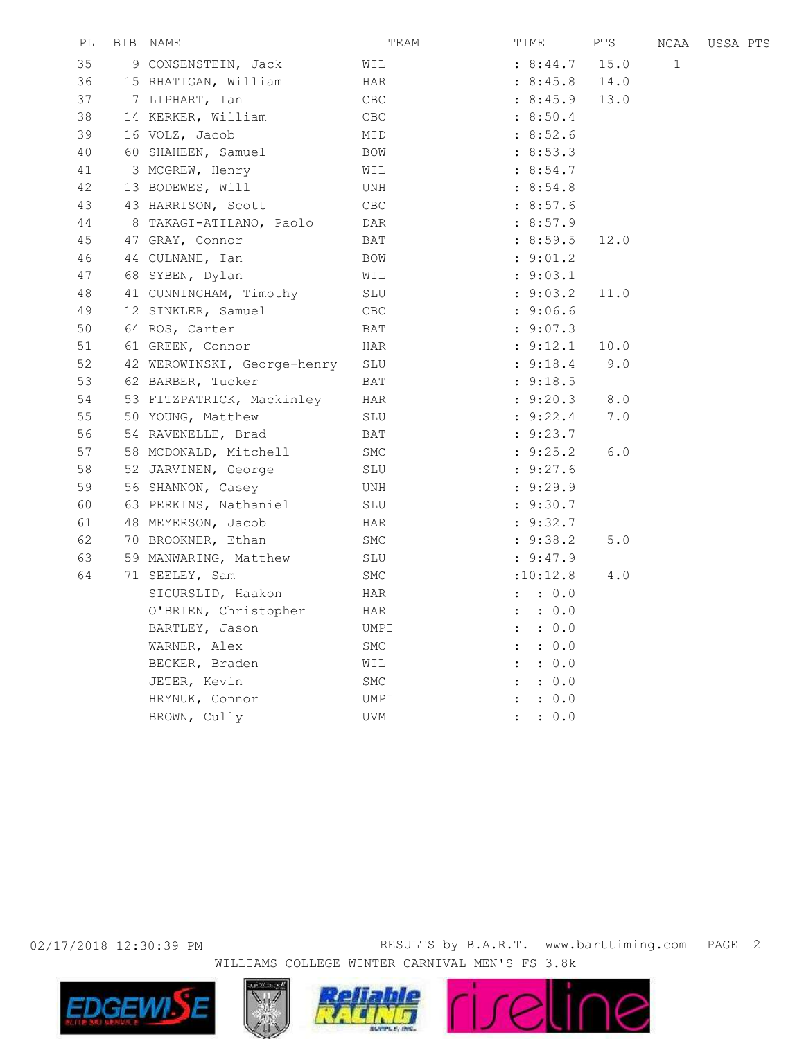| PL | BIB | NAME | TEAM | TIME | PTS | NCAA | USSA PTS |
|---|---|---|---|---|---|---|---|
| 35 | 9 | CONSENSTEIN, Jack | WIL | : 8:44.7 | 15.0 | 1 | |
| 36 | 15 | RHATIGAN, William | HAR | : 8:45.8 | 14.0 | | |
| 37 | 7 | LIPHART, Ian | CBC | : 8:45.9 | 13.0 | | |
| 38 | 14 | KERKER, William | CBC | : 8:50.4 | | | |
| 39 | 16 | VOLZ, Jacob | MID | : 8:52.6 | | | |
| 40 | 60 | SHAHEEN, Samuel | BOW | : 8:53.3 | | | |
| 41 | 3 | MCGREW, Henry | WIL | : 8:54.7 | | | |
| 42 | 13 | BODEWES, Will | UNH | : 8:54.8 | | | |
| 43 | 43 | HARRISON, Scott | CBC | : 8:57.6 | | | |
| 44 | 8 | TAKAGI-ATILANO, Paolo | DAR | : 8:57.9 | | | |
| 45 | 47 | GRAY, Connor | BAT | : 8:59.5 | 12.0 | | |
| 46 | 44 | CULNANE, Ian | BOW | : 9:01.2 | | | |
| 47 | 68 | SYBEN, Dylan | WIL | : 9:03.1 | | | |
| 48 | 41 | CUNNINGHAM, Timothy | SLU | : 9:03.2 | 11.0 | | |
| 49 | 12 | SINKLER, Samuel | CBC | : 9:06.6 | | | |
| 50 | 64 | ROS, Carter | BAT | : 9:07.3 | | | |
| 51 | 61 | GREEN, Connor | HAR | : 9:12.1 | 10.0 | | |
| 52 | 42 | WEROWINSKI, George-henry | SLU | : 9:18.4 | 9.0 | | |
| 53 | 62 | BARBER, Tucker | BAT | : 9:18.5 | | | |
| 54 | 53 | FITZPATRICK, Mackinley | HAR | : 9:20.3 | 8.0 | | |
| 55 | 50 | YOUNG, Matthew | SLU | : 9:22.4 | 7.0 | | |
| 56 | 54 | RAVENELLE, Brad | BAT | : 9:23.7 | | | |
| 57 | 58 | MCDONALD, Mitchell | SMC | : 9:25.2 | 6.0 | | |
| 58 | 52 | JARVINEN, George | SLU | : 9:27.6 | | | |
| 59 | 56 | SHANNON, Casey | UNH | : 9:29.9 | | | |
| 60 | 63 | PERKINS, Nathaniel | SLU | : 9:30.7 | | | |
| 61 | 48 | MEYERSON, Jacob | HAR | : 9:32.7 | | | |
| 62 | 70 | BROOKNER, Ethan | SMC | : 9:38.2 | 5.0 | | |
| 63 | 59 | MANWARING, Matthew | SLU | : 9:47.9 | | | |
| 64 | 71 | SEELEY, Sam | SMC | :10:12.8 | 4.0 | | |
| | | SIGURSLID, Haakon | HAR | : : 0.0 | | | |
| | | O'BRIEN, Christopher | HAR | : : 0.0 | | | |
| | | BARTLEY, Jason | UMPI | : : 0.0 | | | |
| | | WARNER, Alex | SMC | : : 0.0 | | | |
| | | BECKER, Braden | WIL | : : 0.0 | | | |
| | | JETER, Kevin | SMC | : : 0.0 | | | |
| | | HRYNUK, Connor | UMPI | : : 0.0 | | | |
| | | BROWN, Cully | UVM | : : 0.0 | | | |

02/17/2018 12:30:39 PM RESULTS by B.A.R.T. www.barttiming.com

WILLIAMS COLLEGE WINTER CARNIVAL MEN'S FS 3.8k